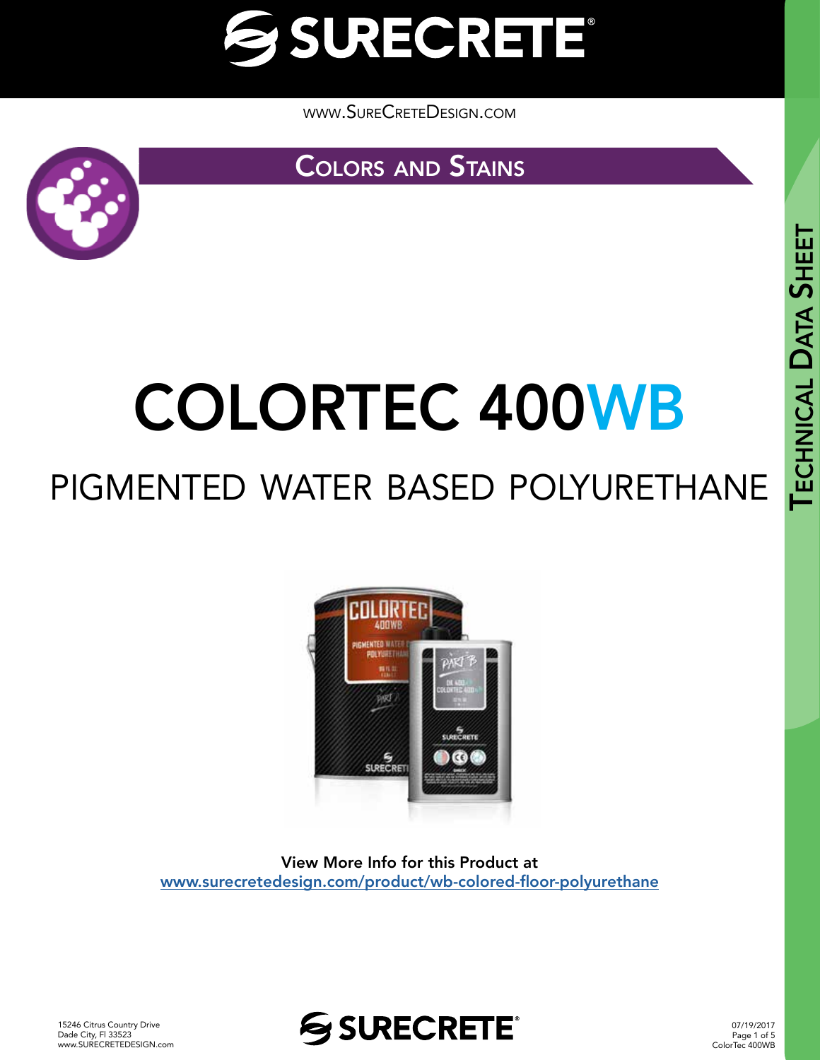# SURECRETE

WWW.SURECRETEDESIGN.COM

## COLORS AND STAINS

# COLORTEC 400WB

## PIGMENTED WATER BASED POLYURETHANE

View More Info for this Product at
www.surecretedesign.com/product/wb-colored-floor-polyurethane

TECHNICAL DATA SHEET

15246 Citrus Country Drive
Dade City, Fl 33523
www.SURECRETEDESIGN.com

07/19/2017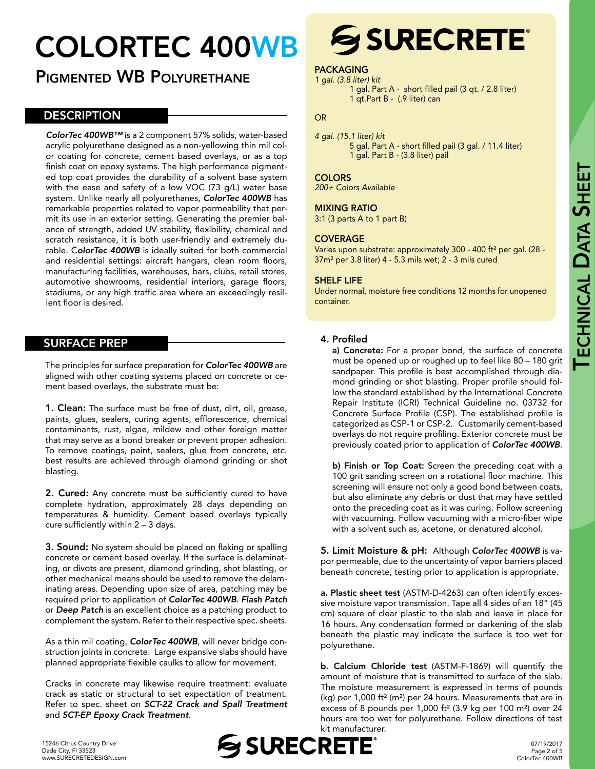# COLORTEC 400WB

## Pigmented WB Polyurethane

## DESCRIPTION

***ColorTec 400WB™*** is a 2 component 57% solids, water-based acrylic polyurethane designed as a non-yellowing thin mil color coating for concrete, cement based overlays, or as a top finish coat on epoxy systems. The high performance pigmented top coat provides the durability of a solvent base system with the ease and safety of a low VOC (73 g/L) water base system. Unlike nearly all polyurethanes, ***ColorTec 400WB*** has remarkable properties related to vapor permeability that permit its use in an exterior setting. Generating the premier balance of strength, added UV stability, flexibility, chemical and scratch resistance, it is both user-friendly and extremely durable. C***olorTec 400WB*** is ideally suited for both commercial and residential settings: aircraft hangars, clean room floors, manufacturing facilities, warehouses, bars, clubs, retail stores, automotive showrooms, residential interiors, garage floors, stadiums, or any high traffic area where an exceedingly resilient floor is desired.

## SURFACE PREP

The principles for surface preparation for ***ColorTec 400WB*** are aligned with other coating systems placed on concrete or cement based overlays, the substrate must be:

**1. Clean:** The surface must be free of dust, dirt, oil, grease, paints, glues, sealers, curing agents, efflorescence, chemical contaminants, rust, algae, mildew and other foreign matter that may serve as a bond breaker or prevent proper adhesion. To remove coatings, paint, sealers, glue from concrete, etc. best results are achieved through diamond grinding or shot blasting.

**2. Cured:** Any concrete must be sufficiently cured to have complete hydration, approximately 28 days depending on temperatures & humidity. Cement based overlays typically cure sufficiently within 2 – 3 days.

**3. Sound:** No system should be placed on flaking or spalling concrete or cement based overlay. If the surface is delaminating, or divots are present, diamond grinding, shot blasting, or other mechanical means should be used to remove the delaminating areas. Depending upon size of area, patching may be required prior to application of ***ColorTec 400WB***. ***Flash Patch*** or ***Deep Patch*** is an excellent choice as a patching product to complement the system. Refer to their respective spec. sheets.

As a thin mil coating, ***ColorTec 400WB***, will never bridge construction joints in concrete. Large expansive slabs should have planned appropriate flexible caulks to allow for movement.

Cracks in concrete may likewise require treatment: evaluate crack as static or structural to set expectation of treatment. Refer to spec. sheet on ***SCT-22 Crack and Spall Treatment*** and ***SCT-EP Epoxy Crack Treatment***.

**PACKAGING**

*1 gal. (3.8 liter) kit*

- 1 gal. Part A - short filled pail (3 qt. / 2.8 liter)
- 1 qt.Part B - (.9 liter) can

OR

*4 gal. (15.1 liter) kit*

- 5 gal. Part A - short filled pail (3 gal. / 11.4 liter)
- 1 gal. Part B - (3.8 liter) pail

**COLORS**

*200+ Colors Available*

**MIXING RATIO**

3:1 (3 parts A to 1 part B)

**COVERAGE**

Varies upon substrate: approximately 300 - 400 ft² per gal. (28 - 37m² per 3.8 liter) 4 - 5.3 mils wet; 2 - 3 mils cured

**SHELF LIFE**

Under normal, moisture free conditions 12 months for unopened container.

**4. Profiled**

**a) Concrete:** For a proper bond, the surface of concrete must be opened up or roughed up to feel like 80 – 180 grit sandpaper. This profile is best accomplished through diamond grinding or shot blasting. Proper profile should follow the standard established by the International Concrete Repair Institute (ICRI) Technical Guideline no. 03732 for Concrete Surface Profile (CSP). The established profile is categorized as CSP-1 or CSP-2. Customarily cement-based overlays do not require profiling. Exterior concrete must be previously coated prior to application of ***ColorTec 400WB***.

**b) Finish or Top Coat:** Screen the preceding coat with a 100 grit sanding screen on a rotational floor machine. This screening will ensure not only a good bond between coats, but also eliminate any debris or dust that may have settled onto the preceding coat as it was curing. Follow screening with vacuuming. Follow vacuuming with a micro-fiber wipe with a solvent such as, acetone, or denatured alcohol.

**5. Limit Moisture & pH:** Although ***ColorTec 400WB*** is vapor permeable, due to the uncertainty of vapor barriers placed beneath concrete, testing prior to application is appropriate.

**a. Plastic sheet test** (ASTM-D-4263) can often identify excessive moisture vapor transmission. Tape all 4 sides of an 18" (45 cm) square of clear plastic to the slab and leave in place for 16 hours. Any condensation formed or darkening of the slab beneath the plastic may indicate the surface is too wet for polyurethane.

**b. Calcium Chloride test** (ASTM-F-1869) will quantify the amount of moisture that is transmitted to surface of the slab. The moisture measurement is expressed in terms of pounds (kg) per 1,000 ft² (m²) per 24 hours. Measurements that are in excess of 8 pounds per 1,000 ft² (3.9 kg per 100 m²) over 24 hours are too wet for polyurethane. Follow directions of test kit manufacturer.

15246 Citrus Country Drive
Dade City, Fl 33523
www.SURECRETEDESIGN.com

07/19/2017
ColorTec 400WB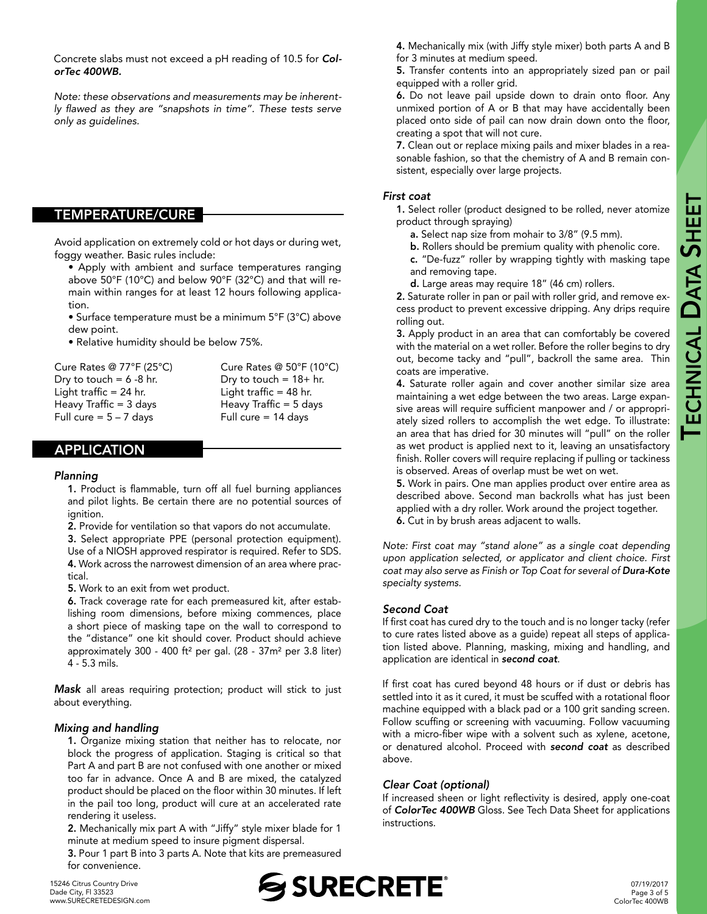Concrete slabs must not exceed a pH reading of 10.5 for ***ColorTec 400WB.***

*Note: these observations and measurements may be inherently flawed as they are "snapshots in time". These tests serve only as guidelines.*

## TEMPERATURE/CURE

Avoid application on extremely cold or hot days or during wet, foggy weather. Basic rules include:

- Apply with ambient and surface temperatures ranging above 50°F (10°C) and below 90°F (32°C) and that will remain within ranges for at least 12 hours following application.
- Surface temperature must be a minimum 5°F (3°C) above dew point.
- Relative humidity should be below 75%.

| Cure Rates @ 77°F (25°C) | Cure Rates @ 50°F (10°C) |
|---|---|
| Dry to touch = 6 -8 hr. | Dry to touch = 18+ hr. |
| Light traffic = 24 hr. | Light traffic = 48 hr. |
| Heavy Traffic = 3 days | Heavy Traffic = 5 days |
| Full cure = 5 – 7 days | Full cure = 14 days |

## APPLICATION

### *Planning*

**1.** Product is flammable, turn off all fuel burning appliances and pilot lights. Be certain there are no potential sources of ignition.

**2.** Provide for ventilation so that vapors do not accumulate.

**3.** Select appropriate PPE (personal protection equipment). Use of a NIOSH approved respirator is required. Refer to SDS.

**4.** Work across the narrowest dimension of an area where practical.

**5.** Work to an exit from wet product.

**6.** Track coverage rate for each premeasured kit, after establishing room dimensions, before mixing commences, place a short piece of masking tape on the wall to correspond to the "distance" one kit should cover. Product should achieve approximately 300 - 400 ft² per gal. (28 - 37m² per 3.8 liter) 4 - 5.3 mils.

***Mask*** all areas requiring protection; product will stick to just about everything.

### *Mixing and handling*

**1.** Organize mixing station that neither has to relocate, nor block the progress of application. Staging is critical so that Part A and part B are not confused with one another or mixed too far in advance. Once A and B are mixed, the catalyzed product should be placed on the floor within 30 minutes. If left in the pail too long, product will cure at an accelerated rate rendering it useless.

**2.** Mechanically mix part A with "Jiffy" style mixer blade for 1 minute at medium speed to insure pigment dispersal.

**3.** Pour 1 part B into 3 parts A. Note that kits are premeasured for convenience.

**4.** Mechanically mix (with Jiffy style mixer) both parts A and B for 3 minutes at medium speed.

**5.** Transfer contents into an appropriately sized pan or pail equipped with a roller grid.

**6.** Do not leave pail upside down to drain onto floor. Any unmixed portion of A or B that may have accidentally been placed onto side of pail can now drain down onto the floor, creating a spot that will not cure.

**7.** Clean out or replace mixing pails and mixer blades in a reasonable fashion, so that the chemistry of A and B remain consistent, especially over large projects.

### *First coat*

**1.** Select roller (product designed to be rolled, never atomize product through spraying)

- **a.** Select nap size from mohair to 3/8" (9.5 mm).
- **b.** Rollers should be premium quality with phenolic core.
- **c.** "De-fuzz" roller by wrapping tightly with masking tape and removing tape.
- **d.** Large areas may require 18" (46 cm) rollers.

**2.** Saturate roller in pan or pail with roller grid, and remove excess product to prevent excessive dripping. Any drips require rolling out.

**3.** Apply product in an area that can comfortably be covered with the material on a wet roller. Before the roller begins to dry out, become tacky and "pull", backroll the same area. Thin coats are imperative.

**4.** Saturate roller again and cover another similar size area maintaining a wet edge between the two areas. Large expansive areas will require sufficient manpower and / or appropriately sized rollers to accomplish the wet edge. To illustrate: an area that has dried for 30 minutes will "pull" on the roller as wet product is applied next to it, leaving an unsatisfactory finish. Roller covers will require replacing if pulling or tackiness is observed. Areas of overlap must be wet on wet.

**5.** Work in pairs. One man applies product over entire area as described above. Second man backrolls what has just been applied with a dry roller. Work around the project together.

**6.** Cut in by brush areas adjacent to walls.

*Note: First coat may "stand alone" as a single coat depending upon application selected, or applicator and client choice. First coat may also serve as Finish or Top Coat for several of **Dura-Kote** specialty systems.*

### *Second Coat*

If first coat has cured dry to the touch and is no longer tacky (refer to cure rates listed above as a guide) repeat all steps of application listed above. Planning, masking, mixing and handling, and application are identical in ***second coat***.

If first coat has cured beyond 48 hours or if dust or debris has settled into it as it cured, it must be scuffed with a rotational floor machine equipped with a black pad or a 100 grit sanding screen. Follow scuffing or screening with vacuuming. Follow vacuuming with a micro-fiber wipe with a solvent such as xylene, acetone, or denatured alcohol. Proceed with ***second coat*** as described above.

### *Clear Coat (optional)*

If increased sheen or light reflectivity is desired, apply one-coat of ***ColorTec 400WB*** Gloss. See Tech Data Sheet for applications instructions.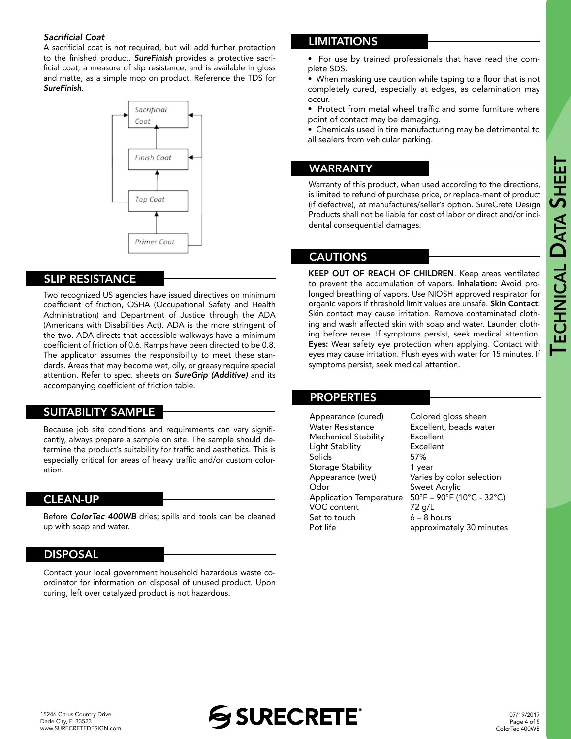### *Sacrificial Coat*

A sacrificial coat is not required, but will add further protection to the finished product. ***SureFinish*** provides a protective sacrificial coat, a measure of slip resistance, and is available in gloss and matte, as a simple mop on product. Reference the TDS for ***SureFinish***.

Sacrificial Coat

Finish Coat

Top Coat

Primer Coat

## SLIP RESISTANCE

Two recognized US agencies have issued directives on minimum coefficient of friction, OSHA (Occupational Safety and Health Administration) and Department of Justice through the ADA (Americans with Disabilities Act). ADA is the more stringent of the two. ADA directs that accessible walkways have a minimum coefficient of friction of 0.6. Ramps have been directed to be 0.8. The applicator assumes the responsibility to meet these standards. Areas that may become wet, oily, or greasy require special attention. Refer to spec. sheets on ***SureGrip (Additive)*** and its accompanying coefficient of friction table.

## SUITABILITY SAMPLE

Because job site conditions and requirements can vary significantly, always prepare a sample on site. The sample should determine the product's suitability for traffic and aesthetics. This is especially critical for areas of heavy traffic and/or custom coloration.

## CLEAN-UP

Before ***ColorTec 400WB*** dries; spills and tools can be cleaned up with soap and water.

## DISPOSAL

Contact your local government household hazardous waste coordinator for information on disposal of unused product. Upon curing, left over catalyzed product is not hazardous.

## LIMITATIONS

- For use by trained professionals that have read the complete SDS.
- When masking use caution while taping to a floor that is not completely cured, especially at edges, as delamination may occur.
- Protect from metal wheel traffic and some furniture where point of contact may be damaging.
- Chemicals used in tire manufacturing may be detrimental to all sealers from vehicular parking.

## WARRANTY

Warranty of this product, when used according to the directions, is limited to refund of purchase price, or replace-ment of product (if defective), at manufactures/seller's option. SureCrete Design Products shall not be liable for cost of labor or direct and/or incidental consequential damages.

## CAUTIONS

**KEEP OUT OF REACH OF CHILDREN**. Keep areas ventilated to prevent the accumulation of vapors. **Inhalation:** Avoid prolonged breathing of vapors. Use NIOSH approved respirator for organic vapors if threshold limit values are unsafe. **Skin Contact:** Skin contact may cause irritation. Remove contaminated clothing and wash affected skin with soap and water. Launder clothing before reuse. If symptoms persist, seek medical attention. **Eyes:** Wear safety eye protection when applying. Contact with eyes may cause irritation. Flush eyes with water for 15 minutes. If symptoms persist, seek medical attention.

## PROPERTIES

| Property | Value |
|---|---|
| Appearance (cured) | Colored gloss sheen |
| Water Resistance | Excellent, beads water |
| Mechanical Stability | Excellent |
| Light Stability | Excellent |
| Solids | 57% |
| Storage Stability | 1 year |
| Appearance (wet) | Varies by color selection |
| Odor | Sweet Acrylic |
| Application Temperature | 50°F – 90°F (10°C - 32°C) |
| VOC content | 72 g/L |
| Set to touch | 6 – 8 hours |
| Pot life | approximately 30 minutes |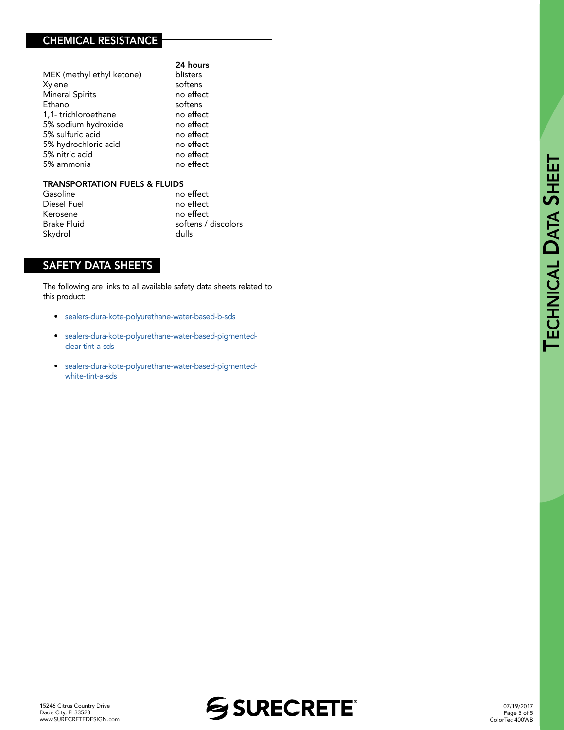## CHEMICAL RESISTANCE

| | 24 hours |
|---|---|
| MEK (methyl ethyl ketone) | blisters |
| Xylene | softens |
| Mineral Spirits | no effect |
| Ethanol | softens |
| 1,1- trichloroethane | no effect |
| 5% sodium hydroxide | no effect |
| 5% sulfuric acid | no effect |
| 5% hydrochloric acid | no effect |
| 5% nitric acid | no effect |
| 5% ammonia | no effect |

**TRANSPORTATION FUELS & FLUIDS**

| | |
|---|---|
| Gasoline | no effect |
| Diesel Fuel | no effect |
| Kerosene | no effect |
| Brake Fluid | softens / discolors |
| Skydrol | dulls |

## SAFETY DATA SHEETS

The following are links to all available safety data sheets related to this product:

- sealers-dura-kote-polyurethane-water-based-b-sds
- sealers-dura-kote-polyurethane-water-based-pigmented-clear-tint-a-sds
- sealers-dura-kote-polyurethane-water-based-pigmented-white-tint-a-sds